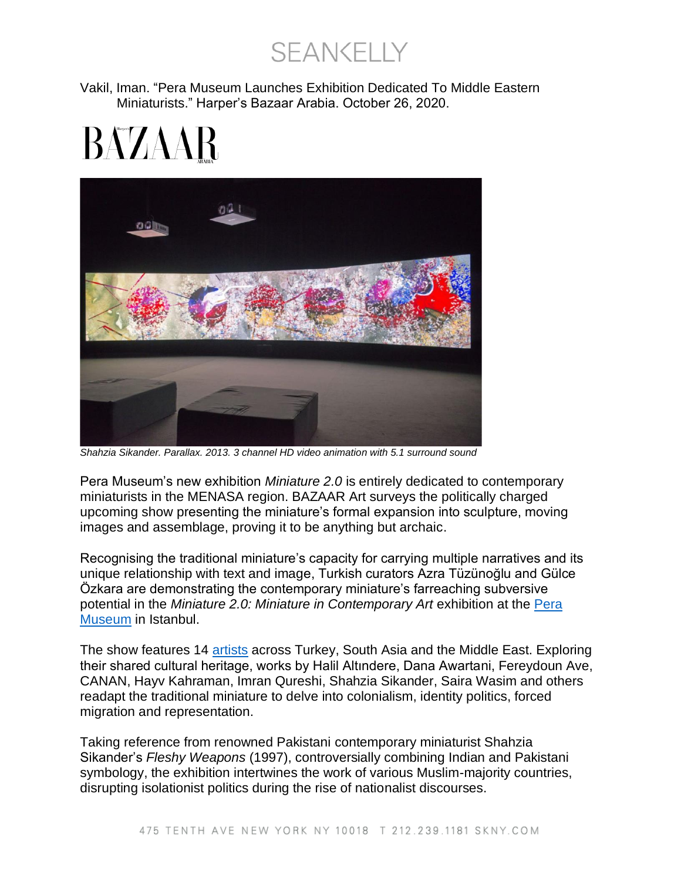SEANKELLY

Vakil, Iman. “Pera Museum Launches Exhibition Dedicated To Middle Eastern Miniaturists.” Harper’s Bazaar Arabia. October 26, 2020.

BAZAAR

*Shahzia Sikander. Parallax. 2013. 3 channel HD video animation with 5.1 surround sound*

Pera Museum’s new exhibition *Miniature 2.0* is entirely dedicated to contemporary miniaturists in the MENASA region. BAZAAR Art surveys the politically charged upcoming show presenting the miniature’s formal expansion into sculpture, moving images and assemblage, proving it to be anything but archaic.

Recognising the traditional miniature’s capacity for carrying multiple narratives and its unique relationship with text and image, Turkish curators Azra Tüzünoğlu and Gülce Özkara are demonstrating the contemporary miniature’s farreaching subversive potential in the *Miniature 2.0: Miniature in Contemporary Art* exhibition at the Pera Museum in Istanbul.

The show features 14 artists across Turkey, South Asia and the Middle East. Exploring their shared cultural heritage, works by Halil Altındere, Dana Awartani, Fereydoun Ave, CANAN, Hayv Kahraman, Imran Qureshi, Shahzia Sikander, Saira Wasim and others readapt the traditional miniature to delve into colonialism, identity politics, forced migration and representation.

Taking reference from renowned Pakistani contemporary miniaturist Shahzia Sikander’s *Fleshy Weapons* (1997), controversially combining Indian and Pakistani symbology, the exhibition intertwines the work of various Muslim-majority countries, disrupting isolationist politics during the rise of nationalist discourses.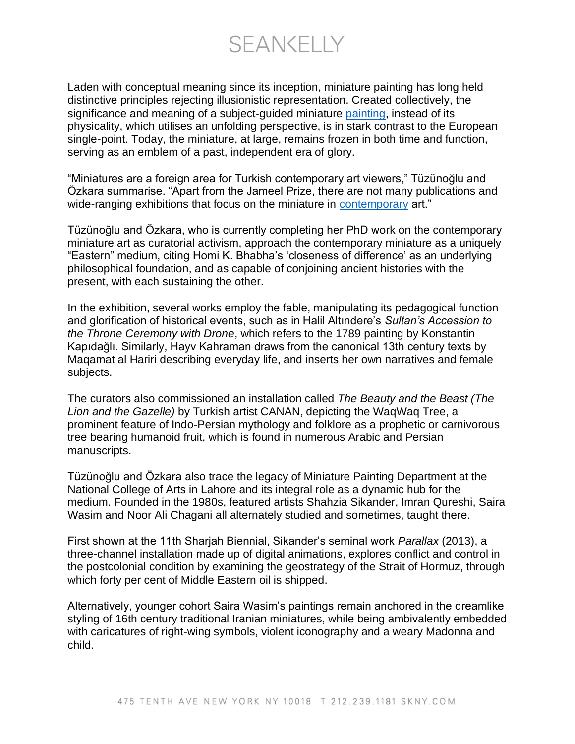Laden with conceptual meaning since its inception, miniature painting has long held distinctive principles rejecting illusionistic representation. Created collectively, the significance and meaning of a subject-guided miniature painting, instead of its physicality, which utilises an unfolding perspective, is in stark contrast to the European single-point. Today, the miniature, at large, remains frozen in both time and function, serving as an emblem of a past, independent era of glory.

"Miniatures are a foreign area for Turkish contemporary art viewers," Tüzünoğlu and Özkara summarise. "Apart from the Jameel Prize, there are not many publications and wide-ranging exhibitions that focus on the miniature in contemporary art."

Tüzünoğlu and Özkara, who is currently completing her PhD work on the contemporary miniature art as curatorial activism, approach the contemporary miniature as a uniquely "Eastern" medium, citing Homi K. Bhabha's 'closeness of difference' as an underlying philosophical foundation, and as capable of conjoining ancient histories with the present, with each sustaining the other.

In the exhibition, several works employ the fable, manipulating its pedagogical function and glorification of historical events, such as in Halil Altındere's *Sultan's Accession to the Throne Ceremony with Drone*, which refers to the 1789 painting by Konstantin Kapıdağlı. Similarly, Hayv Kahraman draws from the canonical 13th century texts by Maqamat al Hariri describing everyday life, and inserts her own narratives and female subjects.

The curators also commissioned an installation called *The Beauty and the Beast (The Lion and the Gazelle)* by Turkish artist CANAN, depicting the WaqWaq Tree, a prominent feature of Indo-Persian mythology and folklore as a prophetic or carnivorous tree bearing humanoid fruit, which is found in numerous Arabic and Persian manuscripts.

Tüzünoğlu and Özkara also trace the legacy of Miniature Painting Department at the National College of Arts in Lahore and its integral role as a dynamic hub for the medium. Founded in the 1980s, featured artists Shahzia Sikander, Imran Qureshi, Saira Wasim and Noor Ali Chagani all alternately studied and sometimes, taught there.

First shown at the 11th Sharjah Biennial, Sikander's seminal work *Parallax* (2013), a three-channel installation made up of digital animations, explores conflict and control in the postcolonial condition by examining the geostrategy of the Strait of Hormuz, through which forty per cent of Middle Eastern oil is shipped.

Alternatively, younger cohort Saira Wasim's paintings remain anchored in the dreamlike styling of 16th century traditional Iranian miniatures, while being ambivalently embedded with caricatures of right-wing symbols, violent iconography and a weary Madonna and child.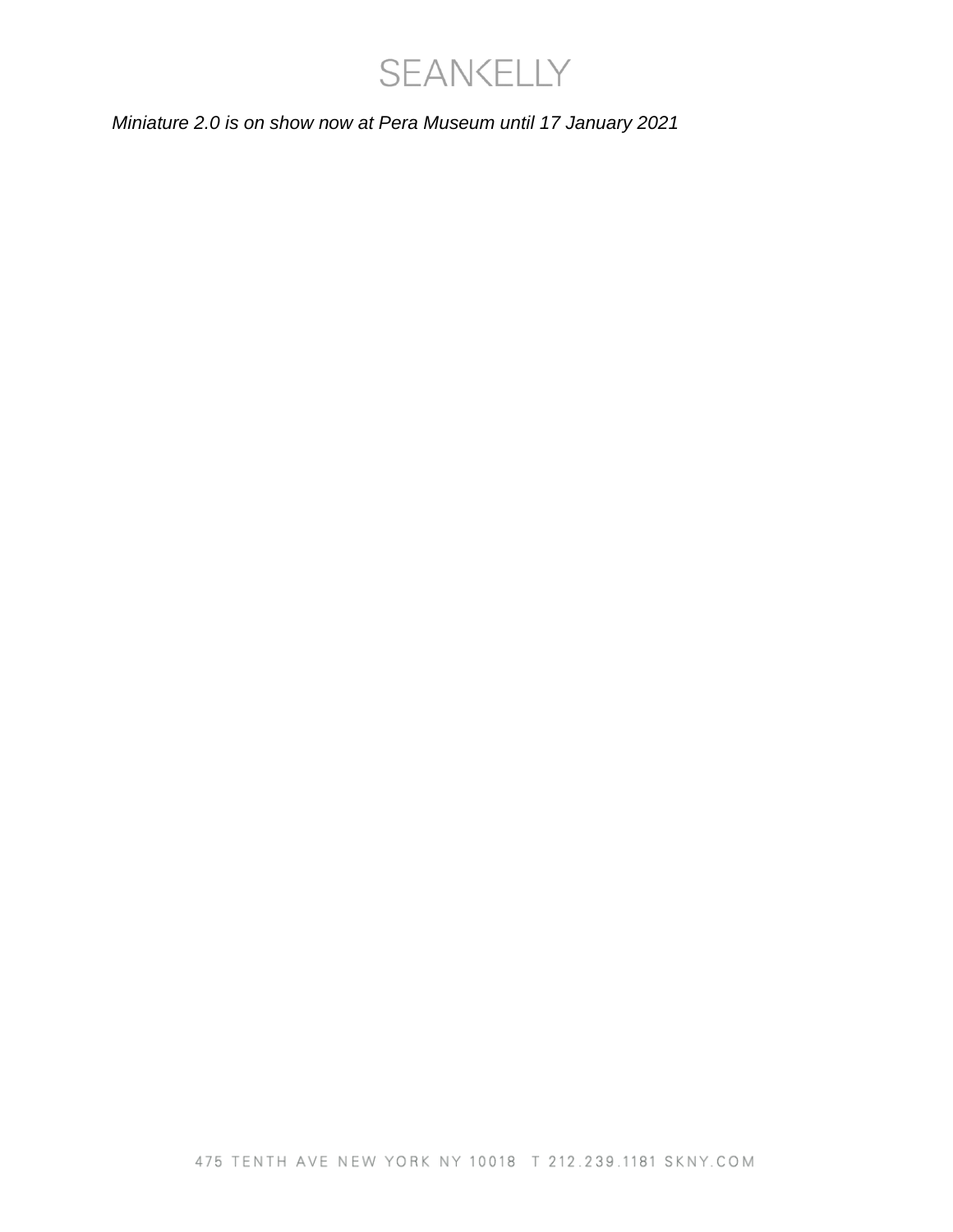*Miniature 2.0 is on show now at Pera Museum until 17 January 2021*